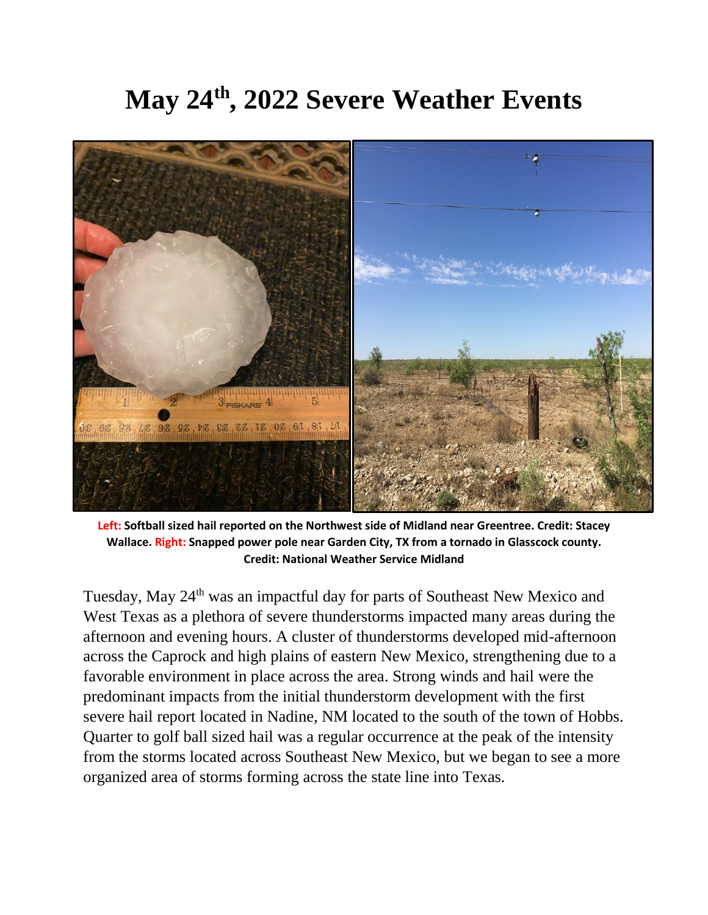# May 24th, 2022 Severe Weather Events

**Left: Softball sized hail reported on the Northwest side of Midland near Greentree. Credit: Stacey Wallace. Right: Snapped power pole near Garden City, TX from a tornado in Glasscock county. Credit: National Weather Service Midland**

Tuesday, May 24th was an impactful day for parts of Southeast New Mexico and West Texas as a plethora of severe thunderstorms impacted many areas during the afternoon and evening hours. A cluster of thunderstorms developed mid-afternoon across the Caprock and high plains of eastern New Mexico, strengthening due to a favorable environment in place across the area. Strong winds and hail were the predominant impacts from the initial thunderstorm development with the first severe hail report located in Nadine, NM located to the south of the town of Hobbs. Quarter to golf ball sized hail was a regular occurrence at the peak of the intensity from the storms located across Southeast New Mexico, but we began to see a more organized area of storms forming across the state line into Texas.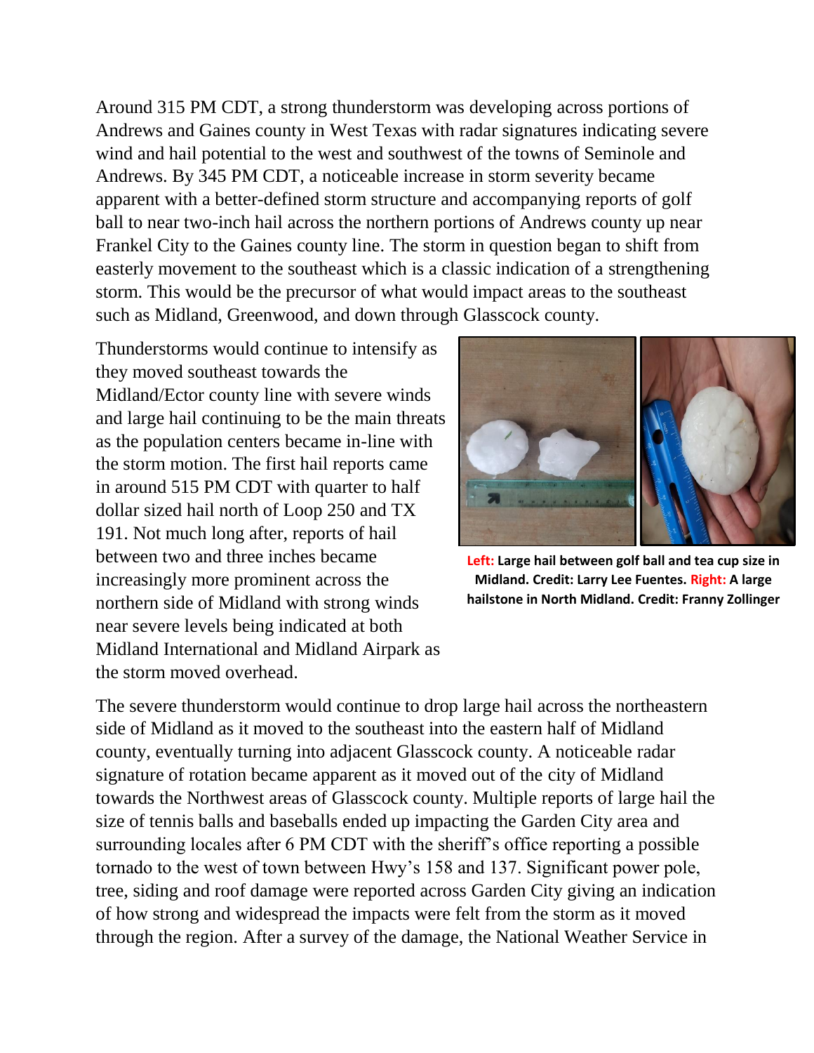Around 315 PM CDT, a strong thunderstorm was developing across portions of Andrews and Gaines county in West Texas with radar signatures indicating severe wind and hail potential to the west and southwest of the towns of Seminole and Andrews. By 345 PM CDT, a noticeable increase in storm severity became apparent with a better-defined storm structure and accompanying reports of golf ball to near two-inch hail across the northern portions of Andrews county up near Frankel City to the Gaines county line. The storm in question began to shift from easterly movement to the southeast which is a classic indication of a strengthening storm. This would be the precursor of what would impact areas to the southeast such as Midland, Greenwood, and down through Glasscock county.

Thunderstorms would continue to intensify as they moved southeast towards the Midland/Ector county line with severe winds and large hail continuing to be the main threats as the population centers became in-line with the storm motion. The first hail reports came in around 515 PM CDT with quarter to half dollar sized hail north of Loop 250 and TX 191. Not much long after, reports of hail between two and three inches became increasingly more prominent across the northern side of Midland with strong winds near severe levels being indicated at both Midland International and Midland Airpark as the storm moved overhead.

**Left: Large hail between golf ball and tea cup size in Midland. Credit: Larry Lee Fuentes. Right: A large hailstone in North Midland. Credit: Franny Zollinger**

The severe thunderstorm would continue to drop large hail across the northeastern side of Midland as it moved to the southeast into the eastern half of Midland county, eventually turning into adjacent Glasscock county. A noticeable radar signature of rotation became apparent as it moved out of the city of Midland towards the Northwest areas of Glasscock county. Multiple reports of large hail the size of tennis balls and baseballs ended up impacting the Garden City area and surrounding locales after 6 PM CDT with the sheriff's office reporting a possible tornado to the west of town between Hwy's 158 and 137. Significant power pole, tree, siding and roof damage were reported across Garden City giving an indication of how strong and widespread the impacts were felt from the storm as it moved through the region. After a survey of the damage, the National Weather Service in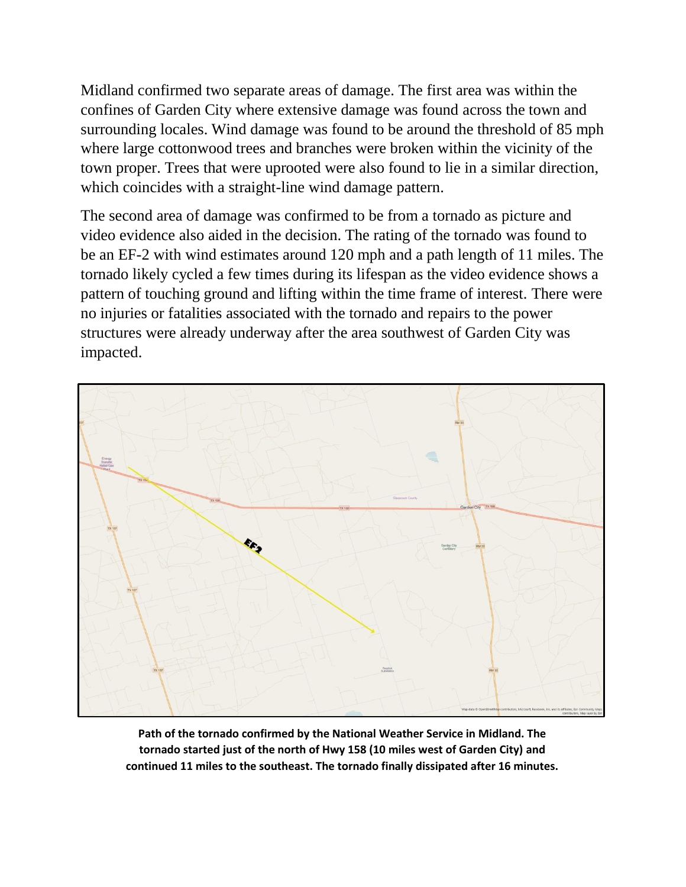Midland confirmed two separate areas of damage. The first area was within the confines of Garden City where extensive damage was found across the town and surrounding locales. Wind damage was found to be around the threshold of 85 mph where large cottonwood trees and branches were broken within the vicinity of the town proper. Trees that were uprooted were also found to lie in a similar direction, which coincides with a straight-line wind damage pattern.

The second area of damage was confirmed to be from a tornado as picture and video evidence also aided in the decision. The rating of the tornado was found to be an EF-2 with wind estimates around 120 mph and a path length of 11 miles. The tornado likely cycled a few times during its lifespan as the video evidence shows a pattern of touching ground and lifting within the time frame of interest. There were no injuries or fatalities associated with the tornado and repairs to the power structures were already underway after the area southwest of Garden City was impacted.

**Path of the tornado confirmed by the National Weather Service in Midland. The tornado started just of the north of Hwy 158 (10 miles west of Garden City) and continued 11 miles to the southeast. The tornado finally dissipated after 16 minutes.**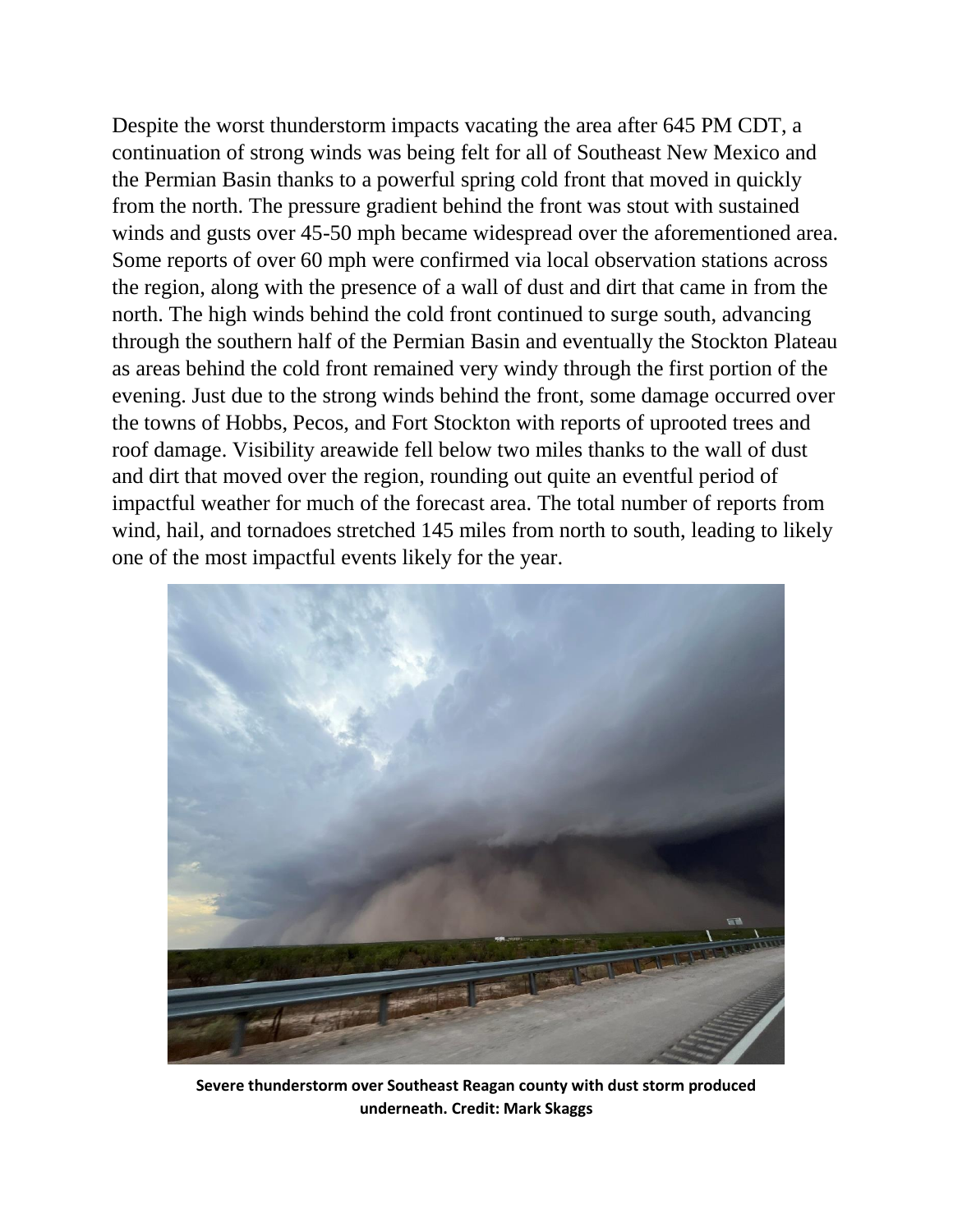Despite the worst thunderstorm impacts vacating the area after 645 PM CDT, a continuation of strong winds was being felt for all of Southeast New Mexico and the Permian Basin thanks to a powerful spring cold front that moved in quickly from the north. The pressure gradient behind the front was stout with sustained winds and gusts over 45-50 mph became widespread over the aforementioned area. Some reports of over 60 mph were confirmed via local observation stations across the region, along with the presence of a wall of dust and dirt that came in from the north. The high winds behind the cold front continued to surge south, advancing through the southern half of the Permian Basin and eventually the Stockton Plateau as areas behind the cold front remained very windy through the first portion of the evening. Just due to the strong winds behind the front, some damage occurred over the towns of Hobbs, Pecos, and Fort Stockton with reports of uprooted trees and roof damage. Visibility areawide fell below two miles thanks to the wall of dust and dirt that moved over the region, rounding out quite an eventful period of impactful weather for much of the forecast area. The total number of reports from wind, hail, and tornadoes stretched 145 miles from north to south, leading to likely one of the most impactful events likely for the year.

**Severe thunderstorm over Southeast Reagan county with dust storm produced underneath. Credit: Mark Skaggs**